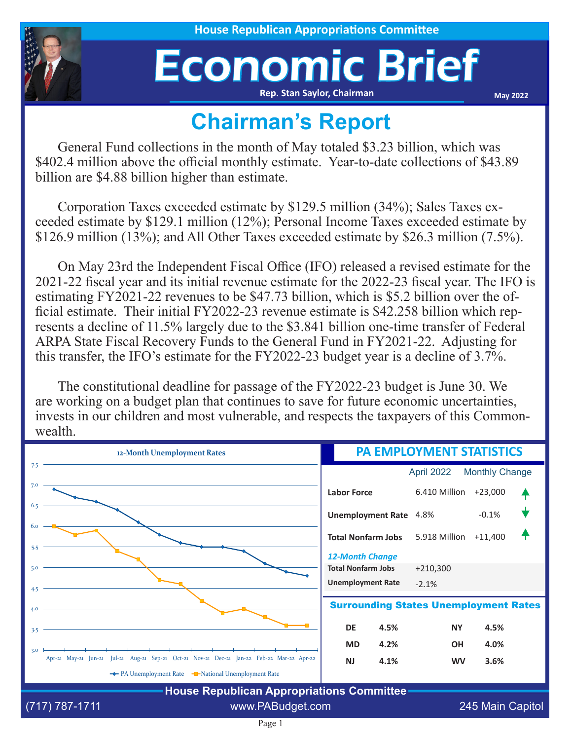House Republican Appropriations Committee

# Economic Brief

Rep. Stan Saylor, Chairman

May 2022

## Chairman's Report

General Fund collections in the month of May totaled $3.23 billion, which was $402.4 million above the official monthly estimate. Year-to-date collections of $43.89 billion are $4.88 billion higher than estimate.

Corporation Taxes exceeded estimate by $129.5 million (34%); Sales Taxes exceeded estimate by $129.1 million (12%); Personal Income Taxes exceeded estimate by $126.9 million (13%); and All Other Taxes exceeded estimate by $26.3 million (7.5%).

On May 23rd the Independent Fiscal Office (IFO) released a revised estimate for the 2021-22 fiscal year and its initial revenue estimate for the 2022-23 fiscal year. The IFO is estimating FY2021-22 revenues to be $47.73 billion, which is $5.2 billion over the official estimate. Their initial FY2022-23 revenue estimate is $42.258 billion which represents a decline of 11.5% largely due to the $3.841 billion one-time transfer of Federal ARPA State Fiscal Recovery Funds to the General Fund in FY2021-22. Adjusting for this transfer, the IFO's estimate for the FY2022-23 budget year is a decline of 3.7%.

The constitutional deadline for passage of the FY2022-23 budget is June 30. We are working on a budget plan that continues to save for future economic uncertainties, invests in our children and most vulnerable, and respects the taxpayers of this Commonwealth.

### 12-Month Unemployment Rates

| Month | PA Unemployment Rate | National Unemployment Rate |
|---|---|---|
| Apr-21 | 6.9 | 6.0 |
| May-21 | 6.7 | 5.8 |
| Jun-21 | 6.6 | 5.9 |
| Jul-21 | 6.4 | 5.4 |
| Aug-21 | 6.1 | 5.2 |
| Sep-21 | 5.8 | 4.7 |
| Oct-21 | 5.6 | 4.6 |
| Nov-21 | 5.5 | 4.2 |
| Dec-21 | 5.5 | 3.9 |
| Jan-22 | 5.4 | 4.0 |
| Feb-22 | 5.1 | 3.8 |
| Mar-22 | 4.9 | 3.6 |
| Apr-22 | 4.8 | 3.6 |

### PA EMPLOYMENT STATISTICS

| | April 2022 | Monthly Change |
|---|---|---|
| **Labor Force** | 6.410 Million | +23,000 ↑ |
| **Unemployment Rate** | 4.8% | -0.1% ↓ |
| **Total Nonfarm Jobs** | 5.918 Million | +11,400 ↑ |

*12-Month Change*

| | |
|---|---|
| **Total Nonfarm Jobs** | +210,300 |
| **Unemployment Rate** | -2.1% |

### Surrounding States Unemployment Rates

| State | Rate | State | Rate |
|---|---|---|---|
| DE | 4.5% | NY | 4.5% |
| MD | 4.2% | OH | 4.0% |
| NJ | 4.1% | WV | 3.6% |

House Republican Appropriations Committee

(717) 787-1711 | www.PABudget.com | 245 Main Capitol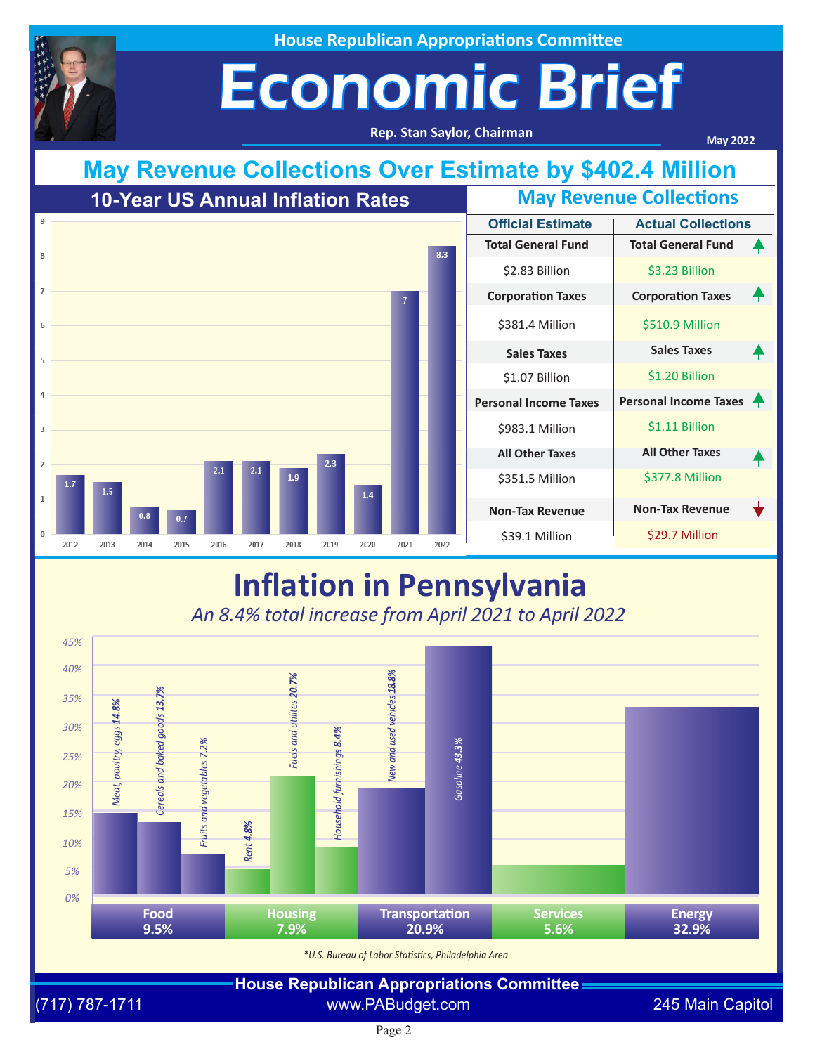House Republican Appropriations Committee

# Economic Brief

Rep. Stan Saylor, Chairman

May 2022

## May Revenue Collections Over Estimate by $402.4 Million

### 10-Year US Annual Inflation Rates

0 1 2 3 4 5 6 7 8 9

2012 1.7
2013 1.5
2014 0.8
2015 0.7
2016 2.1
2017 2.1
2018 1.9
2019 2.3
2020 1.4
2021 7
2022 8.3

### May Revenue Collections

| Official Estimate | Actual Collections |
|---|---|
| **Total General Fund** | **Total General Fund** ▲ |
| $2.83 Billion | $3.23 Billion |
| **Corporation Taxes** | **Corporation Taxes** ▲ |
| $381.4 Million | $510.9 Million |
| **Sales Taxes** | **Sales Taxes** ▲ |
| $1.07 Billion | $1.20 Billion |
| **Personal Income Taxes** | **Personal Income Taxes** ▲ |
| $983.1 Million | $1.11 Billion |
| **All Other Taxes** | **All Other Taxes** ▲ |
| $351.5 Million | $377.8 Million |
| **Non-Tax Revenue** | **Non-Tax Revenue** ▼ |
| $39.1 Million | $29.7 Million |

## Inflation in Pennsylvania

*An 8.4% total increase from April 2021 to April 2022*

0% 5% 10% 15% 20% 25% 30% 35% 40% 45%

Meat, poultry, eggs **14.8%**
Cereals and baked goods **13.7%**
Fruits and vegetables 7.2%
Rent **4.8%**
Fuels and utilites **20.7%**
Household furnishings **8.4%**
New and used vehicles **18.8%**
Gasoline **43.3%**

Food 9.5%
Housing 7.9%
Transportation 20.9%
Services 5.6%
Energy 32.9%

*U.S. Bureau of Labor Statistics, Philadelphia Area

**House Republican Appropriations Committee**

(717) 787-1711 www.PABudget.com 245 Main Capitol